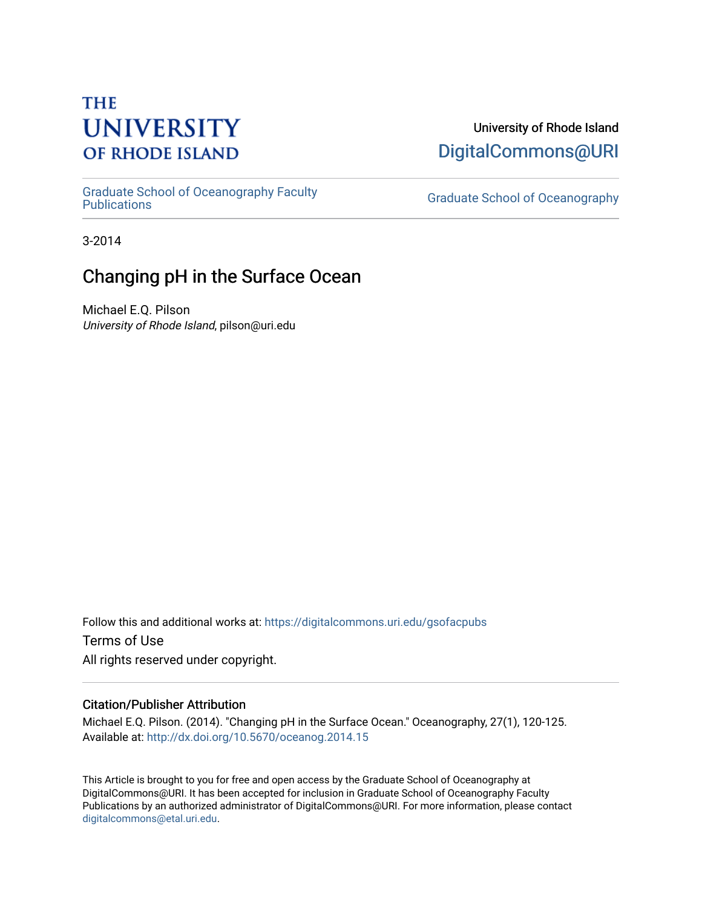THE UNIVERSITY OF RHODE ISLAND

University of Rhode Island
DigitalCommons@URI

Graduate School of Oceanography Faculty Publications

Graduate School of Oceanography

3-2014

# Changing pH in the Surface Ocean

Michael E.Q. Pilson
*University of Rhode Island*, pilson@uri.edu

Follow this and additional works at: https://digitalcommons.uri.edu/gsofacpubs

Terms of Use
All rights reserved under copyright.

### Citation/Publisher Attribution

Michael E.Q. Pilson. (2014). "Changing pH in the Surface Ocean." Oceanography, 27(1), 120-125.
Available at: http://dx.doi.org/10.5670/oceanog.2014.15

This Article is brought to you for free and open access by the Graduate School of Oceanography at DigitalCommons@URI. It has been accepted for inclusion in Graduate School of Oceanography Faculty Publications by an authorized administrator of DigitalCommons@URI. For more information, please contact digitalcommons@etal.uri.edu.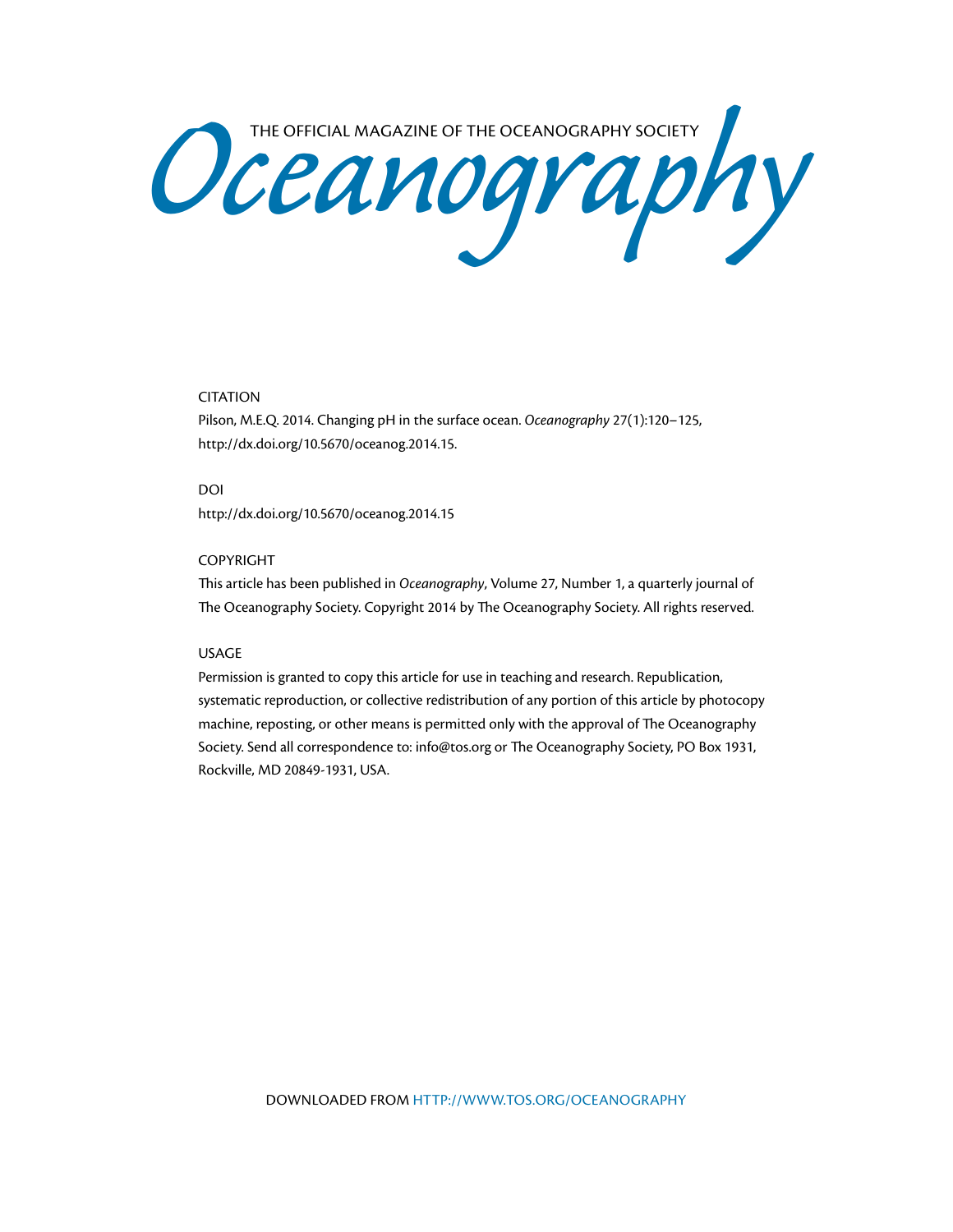THE OFFICIAL MAGAZINE OF THE OCEANOGRAPHY SOCIETY

# Oceanography

CITATION

Pilson, M.E.Q. 2014. Changing pH in the surface ocean. *Oceanography* 27(1):120–125, http://dx.doi.org/10.5670/oceanog.2014.15.

DOI

http://dx.doi.org/10.5670/oceanog.2014.15

COPYRIGHT

This article has been published in *Oceanography*, Volume 27, Number 1, a quarterly journal of The Oceanography Society. Copyright 2014 by The Oceanography Society. All rights reserved.

USAGE

Permission is granted to copy this article for use in teaching and research. Republication, systematic reproduction, or collective redistribution of any portion of this article by photocopy machine, reposting, or other means is permitted only with the approval of The Oceanography Society. Send all correspondence to: info@tos.org or The Oceanography Society, PO Box 1931, Rockville, MD 20849-1931, USA.

DOWNLOADED FROM HTTP://WWW.TOS.ORG/OCEANOGRAPHY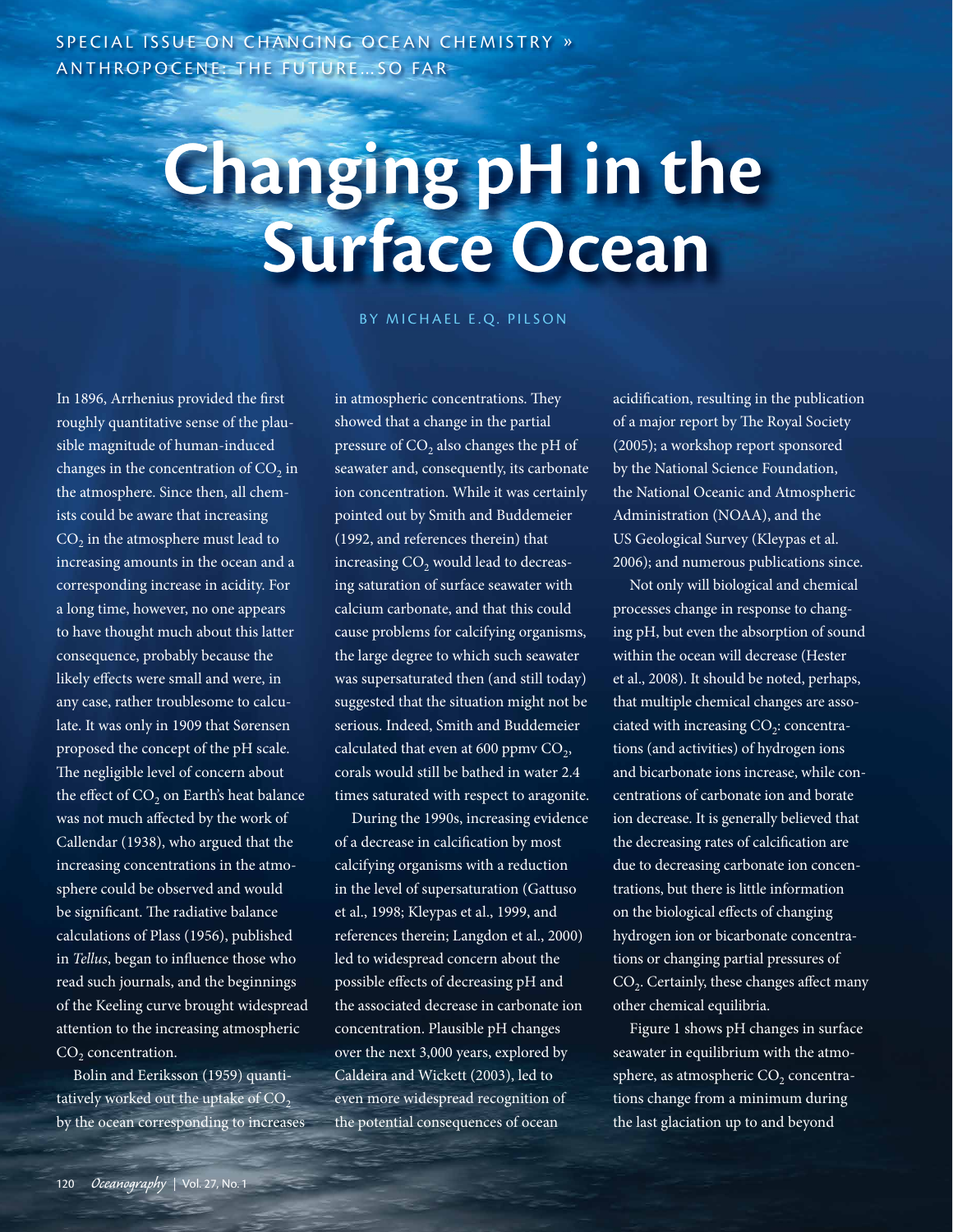SPECIAL ISSUE ON CHANGING OCEAN CHEMISTRY » ANTHROPOCENE: THE FUTURE…SO FAR

# Changing pH in the Surface Ocean

BY MICHAEL E.Q. PILSON

In 1896, Arrhenius provided the first roughly quantitative sense of the plausible magnitude of human-induced changes in the concentration of $CO_2$ in the atmosphere. Since then, all chemists could be aware that increasing $CO_2$ in the atmosphere must lead to increasing amounts in the ocean and a corresponding increase in acidity. For a long time, however, no one appears to have thought much about this latter consequence, probably because the likely effects were small and were, in any case, rather troublesome to calculate. It was only in 1909 that Sørensen proposed the concept of the pH scale. The negligible level of concern about the effect of $CO_2$ on Earth's heat balance was not much affected by the work of Callendar (1938), who argued that the increasing concentrations in the atmosphere could be observed and would be significant. The radiative balance calculations of Plass (1956), published in *Tellus*, began to influence those who read such journals, and the beginnings of the Keeling curve brought widespread attention to the increasing atmospheric $CO_2$ concentration.

Bolin and Eeriksson (1959) quantitatively worked out the uptake of $CO_2$ by the ocean corresponding to increases in atmospheric concentrations. They showed that a change in the partial pressure of $CO_2$ also changes the pH of seawater and, consequently, its carbonate ion concentration. While it was certainly pointed out by Smith and Buddemeier (1992, and references therein) that increasing $CO_2$ would lead to decreasing saturation of surface seawater with calcium carbonate, and that this could cause problems for calcifying organisms, the large degree to which such seawater was supersaturated then (and still today) suggested that the situation might not be serious. Indeed, Smith and Buddemeier calculated that even at 600 ppmv $CO_2$, corals would still be bathed in water 2.4 times saturated with respect to aragonite.

During the 1990s, increasing evidence of a decrease in calcification by most calcifying organisms with a reduction in the level of supersaturation (Gattuso et al., 1998; Kleypas et al., 1999, and references therein; Langdon et al., 2000) led to widespread concern about the possible effects of decreasing pH and the associated decrease in carbonate ion concentration. Plausible pH changes over the next 3,000 years, explored by Caldeira and Wickett (2003), led to even more widespread recognition of the potential consequences of ocean acidification, resulting in the publication of a major report by The Royal Society (2005); a workshop report sponsored by the National Science Foundation, the National Oceanic and Atmospheric Administration (NOAA), and the US Geological Survey (Kleypas et al. 2006); and numerous publications since.

Not only will biological and chemical processes change in response to changing pH, but even the absorption of sound within the ocean will decrease (Hester et al., 2008). It should be noted, perhaps, that multiple chemical changes are associated with increasing $CO_2$: concentrations (and activities) of hydrogen ions and bicarbonate ions increase, while concentrations of carbonate ion and borate ion decrease. It is generally believed that the decreasing rates of calcification are due to decreasing carbonate ion concentrations, but there is little information on the biological effects of changing hydrogen ion or bicarbonate concentrations or changing partial pressures of $CO_2$. Certainly, these changes affect many other chemical equilibria.

Figure 1 shows pH changes in surface seawater in equilibrium with the atmosphere, as atmospheric $CO_2$ concentrations change from a minimum during the last glaciation up to and beyond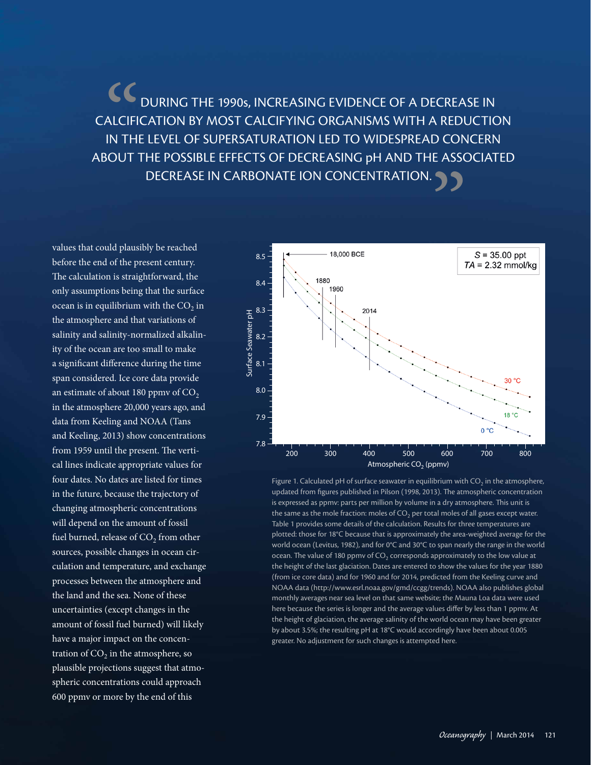> DURING THE 1990s, INCREASING EVIDENCE OF A DECREASE IN CALCIFICATION BY MOST CALCIFYING ORGANISMS WITH A REDUCTION IN THE LEVEL OF SUPERSATURATION LED TO WIDESPREAD CONCERN ABOUT THE POSSIBLE EFFECTS OF DECREASING pH AND THE ASSOCIATED DECREASE IN CARBONATE ION CONCENTRATION.

values that could plausibly be reached before the end of the present century. The calculation is straightforward, the only assumptions being that the surface ocean is in equilibrium with the $CO_2$ in the atmosphere and that variations of salinity and salinity-normalized alkalinity of the ocean are too small to make a significant difference during the time span considered. Ice core data provide an estimate of about 180 ppmv of $CO_2$ in the atmosphere 20,000 years ago, and data from Keeling and NOAA (Tans and Keeling, 2013) show concentrations from 1959 until the present. The vertical lines indicate appropriate values for four dates. No dates are listed for times in the future, because the trajectory of changing atmospheric concentrations will depend on the amount of fossil fuel burned, release of $CO_2$ from other sources, possible changes in ocean circulation and temperature, and exchange processes between the atmosphere and the land and the sea. None of these uncertainties (except changes in the amount of fossil fuel burned) will likely have a major impact on the concentration of $CO_2$ in the atmosphere, so plausible projections suggest that atmospheric concentrations could approach 600 ppmv or more by the end of this

Figure 1. Calculated pH of surface seawater in equilibrium with $CO_2$ in the atmosphere, updated from figures published in Pilson (1998, 2013). The atmospheric concentration is expressed as ppmv: parts per million by volume in a dry atmosphere. This unit is the same as the mole fraction: moles of $CO_2$ per total moles of all gases except water. Table 1 provides some details of the calculation. Results for three temperatures are plotted: those for 18°C because that is approximately the area-weighted average for the world ocean (Levitus, 1982), and for 0°C and 30°C to span nearly the range in the world ocean. The value of 180 ppmv of $CO_2$ corresponds approximately to the low value at the height of the last glaciation. Dates are entered to show the values for the year 1880 (from ice core data) and for 1960 and for 2014, predicted from the Keeling curve and NOAA data (http://www.esrl.noaa.gov/gmd/ccgg/trends). NOAA also publishes global monthly averages near sea level on that same website; the Mauna Loa data were used here because the series is longer and the average values differ by less than 1 ppmv. At the height of glaciation, the average salinity of the world ocean may have been greater by about 3.5%; the resulting pH at 18°C would accordingly have been about 0.005 greater. No adjustment for such changes is attempted here.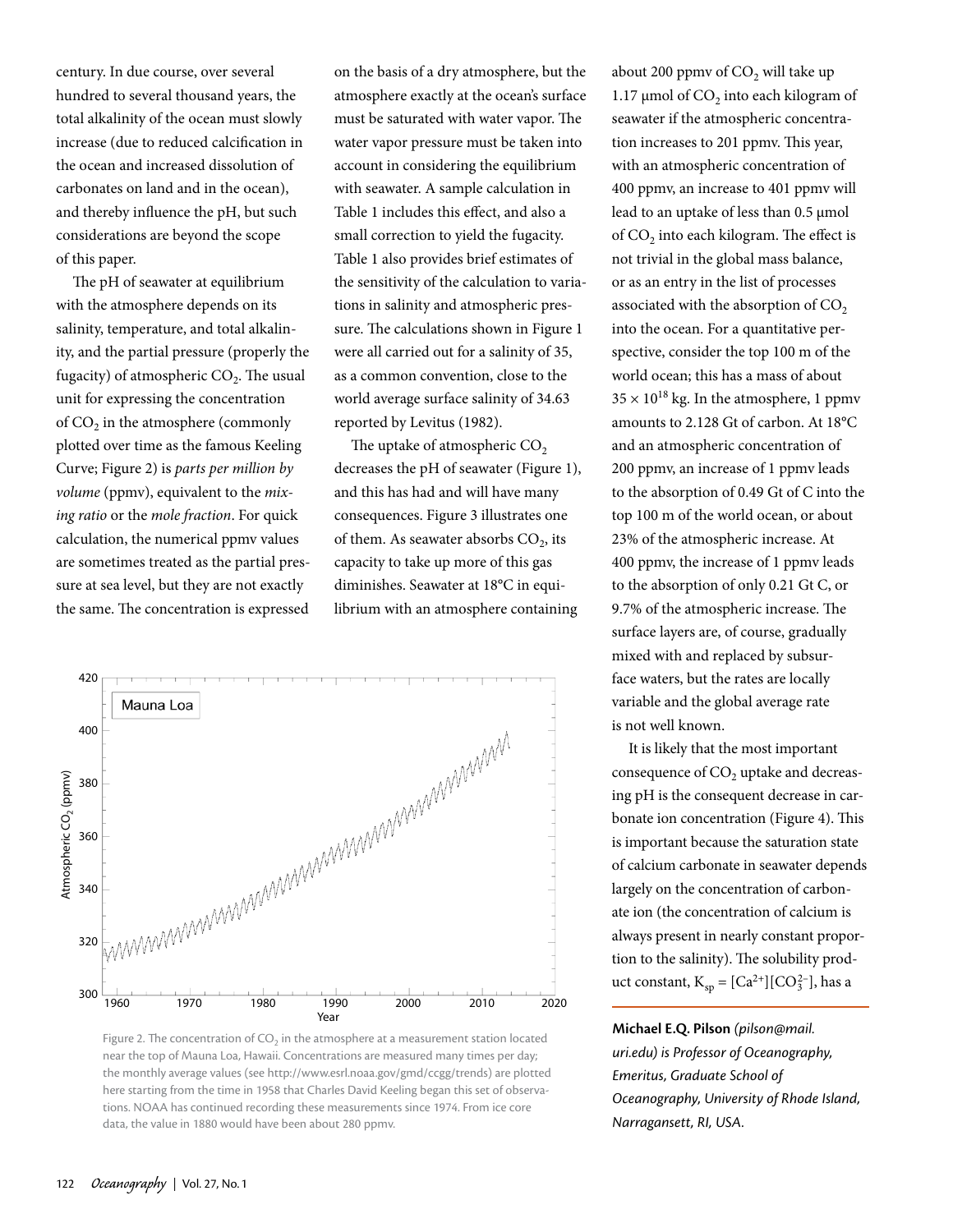century. In due course, over several hundred to several thousand years, the total alkalinity of the ocean must slowly increase (due to reduced calcification in the ocean and increased dissolution of carbonates on land and in the ocean), and thereby influence the pH, but such considerations are beyond the scope of this paper.

The pH of seawater at equilibrium with the atmosphere depends on its salinity, temperature, and total alkalinity, and the partial pressure (properly the fugacity) of atmospheric $CO_2$. The usual unit for expressing the concentration of $CO_2$ in the atmosphere (commonly plotted over time as the famous Keeling Curve; Figure 2) is *parts per million by volume* (ppmv), equivalent to the *mixing ratio* or the *mole fraction*. For quick calculation, the numerical ppmv values are sometimes treated as the partial pressure at sea level, but they are not exactly the same. The concentration is expressed on the basis of a dry atmosphere, but the atmosphere exactly at the ocean's surface must be saturated with water vapor. The water vapor pressure must be taken into account in considering the equilibrium with seawater. A sample calculation in Table 1 includes this effect, and also a small correction to yield the fugacity. Table 1 also provides brief estimates of the sensitivity of the calculation to variations in salinity and atmospheric pressure. The calculations shown in Figure 1 were all carried out for a salinity of 35, as a common convention, close to the world average surface salinity of 34.63 reported by Levitus (1982).

The uptake of atmospheric $CO_2$ decreases the pH of seawater (Figure 1), and this has had and will have many consequences. Figure 3 illustrates one of them. As seawater absorbs $CO_2$, its capacity to take up more of this gas diminishes. Seawater at 18°C in equilibrium with an atmosphere containing about 200 ppmv of $CO_2$ will take up 1.17 µmol of $CO_2$ into each kilogram of seawater if the atmospheric concentration increases to 201 ppmv. This year, with an atmospheric concentration of 400 ppmv, an increase to 401 ppmv will lead to an uptake of less than 0.5 µmol of $CO_2$ into each kilogram. The effect is not trivial in the global mass balance, or as an entry in the list of processes associated with the absorption of $CO_2$ into the ocean. For a quantitative perspective, consider the top 100 m of the world ocean; this has a mass of about $35 \times 10^{18}$ kg. In the atmosphere, 1 ppmv amounts to 2.128 Gt of carbon. At 18°C and an atmospheric concentration of 200 ppmv, an increase of 1 ppmv leads to the absorption of 0.49 Gt of C into the top 100 m of the world ocean, or about 23% of the atmospheric increase. At 400 ppmv, the increase of 1 ppmv leads to the absorption of only 0.21 Gt C, or 9.7% of the atmospheric increase. The surface layers are, of course, gradually mixed with and replaced by subsurface waters, but the rates are locally variable and the global average rate is not well known.

It is likely that the most important consequence of $CO_2$ uptake and decreasing pH is the consequent decrease in carbonate ion concentration (Figure 4). This is important because the saturation state of calcium carbonate in seawater depends largely on the concentration of carbonate ion (the concentration of calcium is always present in nearly constant proportion to the salinity). The solubility product constant, $K_{sp} = [Ca^{2+}][CO_3^{2-}]$, has a

Figure 2. The concentration of $CO_2$ in the atmosphere at a measurement station located near the top of Mauna Loa, Hawaii. Concentrations are measured many times per day; the monthly average values (see http://www.esrl.noaa.gov/gmd/ccgg/trends) are plotted here starting from the time in 1958 that Charles David Keeling began this set of observations. NOAA has continued recording these measurements since 1974. From ice core data, the value in 1880 would have been about 280 ppmv.

**Michael E.Q. Pilson** *(pilson@mail.uri.edu) is Professor of Oceanography, Emeritus, Graduate School of Oceanography, University of Rhode Island, Narragansett, RI, USA.*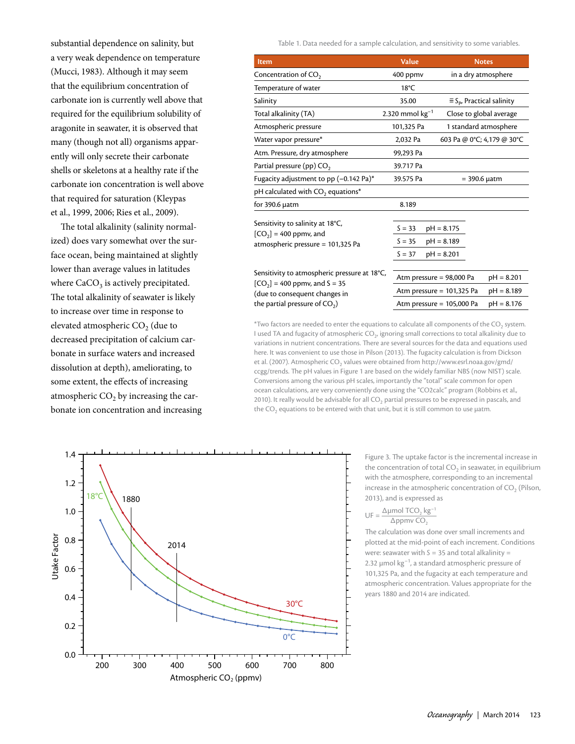substantial dependence on salinity, but a very weak dependence on temperature (Mucci, 1983). Although it may seem that the equilibrium concentration of carbonate ion is currently well above that required for the equilibrium solubility of aragonite in seawater, it is observed that many (though not all) organisms apparently will only secrete their carbonate shells or skeletons at a healthy rate if the carbonate ion concentration is well above that required for saturation (Kleypas et al., 1999, 2006; Ries et al., 2009).

The total alkalinity (salinity normalized) does vary somewhat over the surface ocean, being maintained at slightly lower than average values in latitudes where $CaCO_3$ is actively precipitated. The total alkalinity of seawater is likely to increase over time in response to elevated atmospheric $CO_2$ (due to decreased precipitation of calcium carbonate in surface waters and increased dissolution at depth), ameliorating, to some extent, the effects of increasing atmospheric $CO_2$ by increasing the carbonate ion concentration and increasing

Table 1. Data needed for a sample calculation, and sensitivity to some variables.

| Item | Value | Notes |
|---|---|---|
| Concentration of $CO_2$ | 400 ppmv | in a dry atmosphere |
| Temperature of water | 18°C | |
| Salinity | 35.00 | $\equiv S_P$, Practical salinity |
| Total alkalinity (TA) | 2.320 mmol $kg^{-1}$ | Close to global average |
| Atmospheric pressure | 101,325 Pa | 1 standard atmosphere |
| Water vapor pressure* | 2,032 Pa | 603 Pa @ 0°C; 4,179 @ 30°C |
| Atm. Pressure, dry atmosphere | 99,293 Pa | |
| Partial pressure (pp) $CO_2$ | 39.717 Pa | |
| Fugacity adjustment to pp (−0.142 Pa)* | 39.575 Pa | = 390.6 µatm |
| pH calculated with $CO_2$ equations* | | |
| for 390.6 µatm | 8.189 | |

| Sensitivity to salinity at 18°C, $[CO_2]$ = 400 ppmv, and atmospheric pressure = 101,325 Pa | | |
|---|---|---|
| | S = 33 | pH = 8.175 |
| | S = 35 | pH = 8.189 |
| | S = 37 | pH = 8.201 |

| Sensitivity to atmospheric pressure at 18°C, $[CO_2]$ = 400 ppmv, and S = 35 (due to consequent changes in the partial pressure of $CO_2$) | | |
|---|---|---|
| | Atm pressure = 98,000 Pa | pH = 8.201 |
| | Atm pressure = 101,325 Pa | pH = 8.189 |
| | Atm pressure = 105,000 Pa | pH = 8.176 |

*Two factors are needed to enter the equations to calculate all components of the $CO_2$ system. I used TA and fugacity of atmospheric $CO_2$, ignoring small corrections to total alkalinity due to variations in nutrient concentrations. There are several sources for the data and equations used here. It was convenient to use those in Pilson (2013). The fugacity calculation is from Dickson et al. (2007). Atmospheric $CO_2$ values were obtained from http://www.esrl.noaa.gov/gmd/ccgg/trends. The pH values in Figure 1 are based on the widely familiar NBS (now NIST) scale. Conversions among the various pH scales, importantly the "total" scale common for open ocean calculations, are very conveniently done using the "CO2calc" program (Robbins et al., 2010). It really would be advisable for all $CO_2$ partial pressures to be expressed in pascals, and the $CO_2$ equations to be entered with that unit, but it is still common to use µatm.

Figure 3. The uptake factor is the incremental increase in the concentration of total $CO_2$ in seawater, in equilibrium with the atmosphere, corresponding to an incremental increase in the atmospheric concentration of $CO_2$ (Pilson, 2013), and is expressed as

$$UF = \frac{\Delta \mu mol\ TCO_2\ kg^{-1}}{\Delta ppmv\ CO_2}$$

The calculation was done over small increments and plotted at the mid-point of each increment. Conditions were: seawater with S = 35 and total alkalinity = 2.32 µmol $kg^{-1}$, a standard atmospheric pressure of 101,325 Pa, and the fugacity at each temperature and atmospheric concentration. Values appropriate for the years 1880 and 2014 are indicated.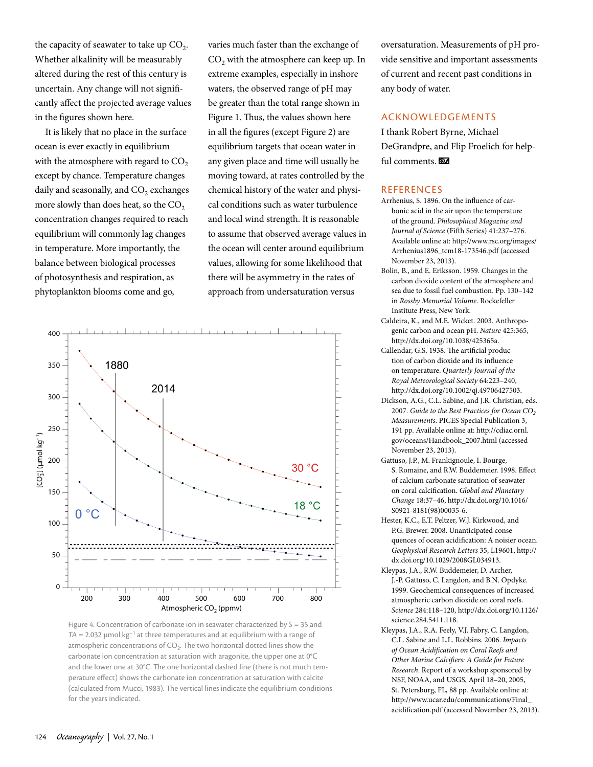the capacity of seawater to take up $CO_2$. Whether alkalinity will be measurably altered during the rest of this century is uncertain. Any change will not significantly affect the projected average values in the figures shown here.

It is likely that no place in the surface ocean is ever exactly in equilibrium with the atmosphere with regard to $CO_2$ except by chance. Temperature changes daily and seasonally, and $CO_2$ exchanges more slowly than does heat, so the $CO_2$ concentration changes required to reach equilibrium will commonly lag changes in temperature. More importantly, the balance between biological processes of photosynthesis and respiration, as phytoplankton blooms come and go, varies much faster than the exchange of $CO_2$ with the atmosphere can keep up. In extreme examples, especially in inshore waters, the observed range of pH may be greater than the total range shown in Figure 1. Thus, the values shown here in all the figures (except Figure 2) are equilibrium targets that ocean water in any given place and time will usually be moving toward, at rates controlled by the chemical history of the water and physical conditions such as water turbulence and local wind strength. It is reasonable to assume that observed average values in the ocean will center around equilibrium values, allowing for some likelihood that there will be asymmetry in the rates of approach from undersaturation versus oversaturation. Measurements of pH provide sensitive and important assessments of current and recent past conditions in any body of water.

Figure 4. Concentration of carbonate ion in seawater characterized by $S$ = 35 and $TA$ = 2.032 µmol kg$^{-1}$ at three temperatures and at equilibrium with a range of atmospheric concentrations of $CO_2$. The two horizontal dotted lines show the carbonate ion concentration at saturation with aragonite, the upper one at 0°C and the lower one at 30°C. The one horizontal dashed line (there is not much temperature effect) shows the carbonate ion concentration at saturation with calcite (calculated from Mucci, 1983). The vertical lines indicate the equilibrium conditions for the years indicated.

## ACKNOWLEDGEMENTS

I thank Robert Byrne, Michael DeGrandpre, and Flip Froelich for helpful comments.

## REFERENCES

Arrhenius, S. 1896. On the influence of carbonic acid in the air upon the temperature of the ground. *Philosophical Magazine and Journal of Science* (Fifth Series) 41:237–276. Available online at: http://www.rsc.org/images/Arrhenius1896_tcm18-173546.pdf (accessed November 23, 2013).

Bolin, B., and E. Eriksson. 1959. Changes in the carbon dioxide content of the atmosphere and sea due to fossil fuel combustion. Pp. 130–142 in *Rossby Memorial Volume*. Rockefeller Institute Press, New York.

Caldeira, K., and M.E. Wicket. 2003. Anthropogenic carbon and ocean pH. *Nature* 425:365, http://dx.doi.org/10.1038/425365a.

Callendar, G.S. 1938. The artificial production of carbon dioxide and its influence on temperature. *Quarterly Journal of the Royal Meteorological Society* 64:223–240, http://dx.doi.org/10.1002/qj.49706427503.

Dickson, A.G., C.L. Sabine, and J.R. Christian, eds. 2007. *Guide to the Best Practices for Ocean $CO_2$ Measurements*. PICES Special Publication 3, 191 pp. Available online at: http://cdiac.ornl.gov/oceans/Handbook_2007.html (accessed November 23, 2013).

Gattuso, J.P., M. Frankignoule, I. Bourge, S. Romaine, and R.W. Buddemeier. 1998. Effect of calcium carbonate saturation of seawater on coral calcification. *Global and Planetary Change* 18:37–46, http://dx.doi.org/10.1016/S0921-8181(98)00035-6.

Hester, K.C., E.T. Peltzer, W.J. Kirkwood, and P.G. Brewer. 2008. Unanticipated consequences of ocean acidification: A noisier ocean. *Geophysical Research Letters* 35, L19601, http://dx.doi.org/10.1029/2008GL034913.

Kleypas, J.A., R.W. Buddemeier, D. Archer, J.-P. Gattuso, C. Langdon, and B.N. Opdyke. 1999. Geochemical consequences of increased atmospheric carbon dioxide on coral reefs. *Science* 284:118–120, http://dx.doi.org/10.1126/science.284.5411.118.

Kleypas, J.A., R.A. Feely, V.J. Fabry, C. Langdon, C.L. Sabine and L.L. Robbins. 2006. *Impacts of Ocean Acidification on Coral Reefs and Other Marine Calcifiers: A Guide for Future Research*. Report of a workshop sponsored by NSF, NOAA, and USGS, April 18–20, 2005, St. Petersburg, FL, 88 pp. Available online at: http://www.ucar.edu/communications/Final_acidification.pdf (accessed November 23, 2013).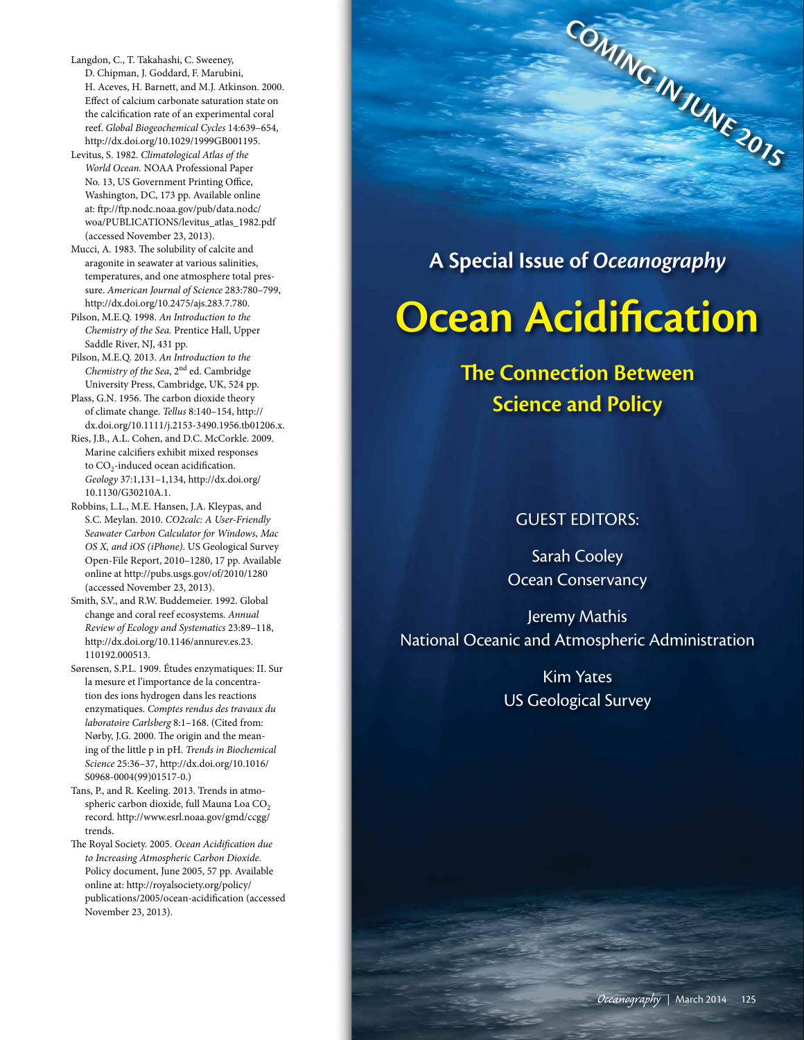Langdon, C., T. Takahashi, C. Sweeney, D. Chipman, J. Goddard, F. Marubini, H. Aceves, H. Barnett, and M.J. Atkinson. 2000. Effect of calcium carbonate saturation state on the calcification rate of an experimental coral reef. *Global Biogeochemical Cycles* 14:639–654, http://dx.doi.org/10.1029/1999GB001195.

Levitus, S. 1982. *Climatological Atlas of the World Ocean.* NOAA Professional Paper No. 13, US Government Printing Office, Washington, DC, 173 pp. Available online at: ftp://ftp.nodc.noaa.gov/pub/data.nodc/woa/PUBLICATIONS/levitus_atlas_1982.pdf (accessed November 23, 2013).

Mucci, A. 1983. The solubility of calcite and aragonite in seawater at various salinities, temperatures, and one atmosphere total pressure. *American Journal of Science* 283:780–799, http://dx.doi.org/10.2475/ajs.283.7.780.

Pilson, M.E.Q. 1998. *An Introduction to the Chemistry of the Sea.* Prentice Hall, Upper Saddle River, NJ, 431 pp.

Pilson, M.E.Q. 2013. *An Introduction to the Chemistry of the Sea*, 2nd ed. Cambridge University Press, Cambridge, UK, 524 pp.

Plass, G.N. 1956. The carbon dioxide theory of climate change. *Tellus* 8:140–154, http://dx.doi.org/10.1111/j.2153-3490.1956.tb01206.x.

Ries, J.B., A.L. Cohen, and D.C. McCorkle. 2009. Marine calcifiers exhibit mixed responses to $CO_2$-induced ocean acidification. *Geology* 37:1,131–1,134, http://dx.doi.org/10.1130/G30210A.1.

Robbins, L.L., M.E. Hansen, J.A. Kleypas, and S.C. Meylan. 2010. *CO2calc: A User-Friendly Seawater Carbon Calculator for Windows, Mac OS X, and iOS (iPhone).* US Geological Survey Open-File Report, 2010–1280, 17 pp. Available online at http://pubs.usgs.gov/of/2010/1280 (accessed November 23, 2013).

Smith, S.V., and R.W. Buddemeier. 1992. Global change and coral reef ecosystems. *Annual Review of Ecology and Systematics* 23:89–118, http://dx.doi.org/10.1146/annurev.es.23.110192.000513.

Sørensen, S.P.L. 1909. Études enzymatiques: II. Sur la mesure et l'importance de la concentration des ions hydrogen dans les reactions enzymatiques. *Comptes rendus des travaux du laboratoire Carlsberg* 8:1–168. (Cited from: Nørby, J.G. 2000. The origin and the meaning of the little p in pH. *Trends in Biochemical Science* 25:36–37, http://dx.doi.org/10.1016/S0968-0004(99)01517-0.)

Tans, P., and R. Keeling. 2013. Trends in atmospheric carbon dioxide, full Mauna Loa $CO_2$ record. http://www.esrl.noaa.gov/gmd/ccgg/trends.

The Royal Society. 2005. *Ocean Acidification due to Increasing Atmospheric Carbon Dioxide.* Policy document, June 2005, 57 pp. Available online at: http://royalsociety.org/policy/publications/2005/ocean-acidification (accessed November 23, 2013).

COMING IN JUNE 2015

## A Special Issue of *Oceanography*

# Ocean Acidification

## The Connection Between Science and Policy

GUEST EDITORS:

Sarah Cooley
Ocean Conservancy

Jeremy Mathis
National Oceanic and Atmospheric Administration

Kim Yates
US Geological Survey